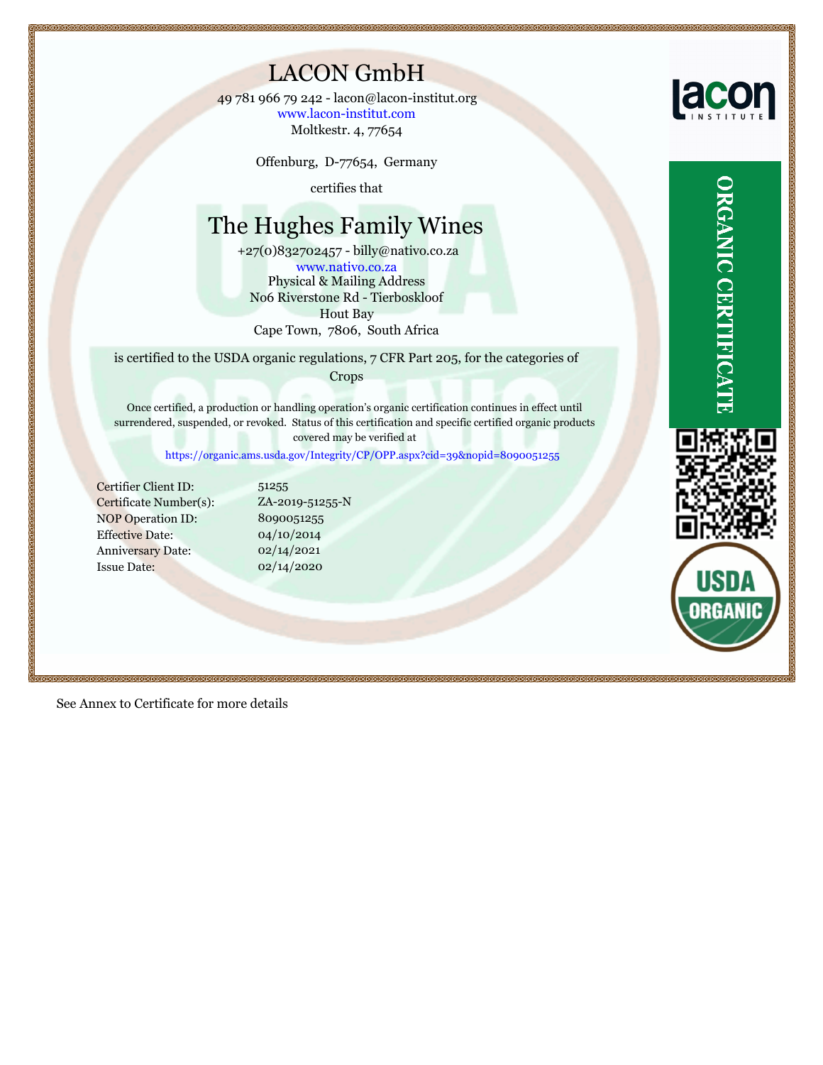# LACON GmbH

49 781 966 79 242 - lacon@lacon-institut.org
www.lacon-institut.com
Moltkestr. 4, 77654

Offenburg, D-77654, Germany

certifies that

## The Hughes Family Wines

+27(0)832702457 - billy@nativo.co.za
www.nativo.co.za
Physical & Mailing Address
No6 Riverstone Rd - Tierboskloof
Hout Bay
Cape Town, 7806, South Africa

is certified to the USDA organic regulations, 7 CFR Part 205, for the categories of
Crops

Once certified, a production or handling operation's organic certification continues in effect until surrendered, suspended, or revoked. Status of this certification and specific certified organic products covered may be verified at

https://organic.ams.usda.gov/Integrity/CP/OPP.aspx?cid=39&nopid=8090051255

| | |
|---|---|
| Certifier Client ID: | 51255 |
| Certificate Number(s): | ZA-2019-51255-N |
| NOP Operation ID: | 8090051255 |
| Effective Date: | 04/10/2014 |
| Anniversary Date: | 02/14/2021 |
| Issue Date: | 02/14/2020 |

lacon INSTITUTE

ORGANIC CERTIFICATE

USDA ORGANIC

See Annex to Certificate for more details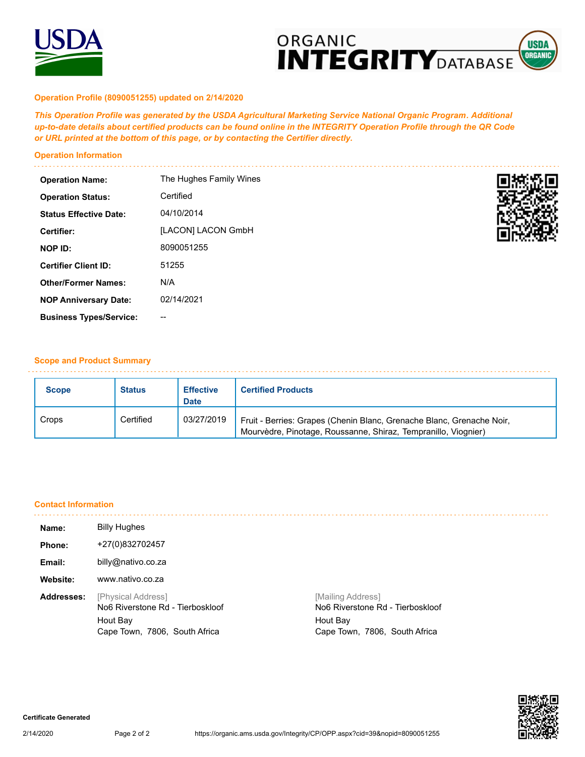**Operation Profile (8090051255) updated on 2/14/2020**

***This Operation Profile was generated by the USDA Agricultural Marketing Service National Organic Program. Additional up-to-date details about certified products can be found online in the INTEGRITY Operation Profile through the QR Code or URL printed at the bottom of this page, or by contacting the Certifier directly.***

## Operation Information

| | |
|---|---|
| **Operation Name:** | The Hughes Family Wines |
| **Operation Status:** | Certified |
| **Status Effective Date:** | 04/10/2014 |
| **Certifier:** | [LACON] LACON GmbH |
| **NOP ID:** | 8090051255 |
| **Certifier Client ID:** | 51255 |
| **Other/Former Names:** | N/A |
| **NOP Anniversary Date:** | 02/14/2021 |
| **Business Types/Service:** | -- |

## Scope and Product Summary

| Scope | Status | Effective Date | Certified Products |
|---|---|---|---|
| Crops | Certified | 03/27/2019 | Fruit - Berries: Grapes (Chenin Blanc, Grenache Blanc, Grenache Noir, Mourvèdre, Pinotage, Roussanne, Shiraz, Tempranillo, Viognier) |

## Contact Information

**Name:** Billy Hughes

**Phone:** +27(0)832702457

**Email:** billy@nativo.co.za

**Website:** www.nativo.co.za

**Addresses:**

[Physical Address]
No6 Riverstone Rd - Tierboskloof
Hout Bay
Cape Town, 7806, South Africa

[Mailing Address]
No6 Riverstone Rd - Tierboskloof
Hout Bay
Cape Town, 7806, South Africa

**Certificate Generated**

2/14/2020

https://organic.ams.usda.gov/Integrity/CP/OPP.aspx?cid=39&nopid=8090051255